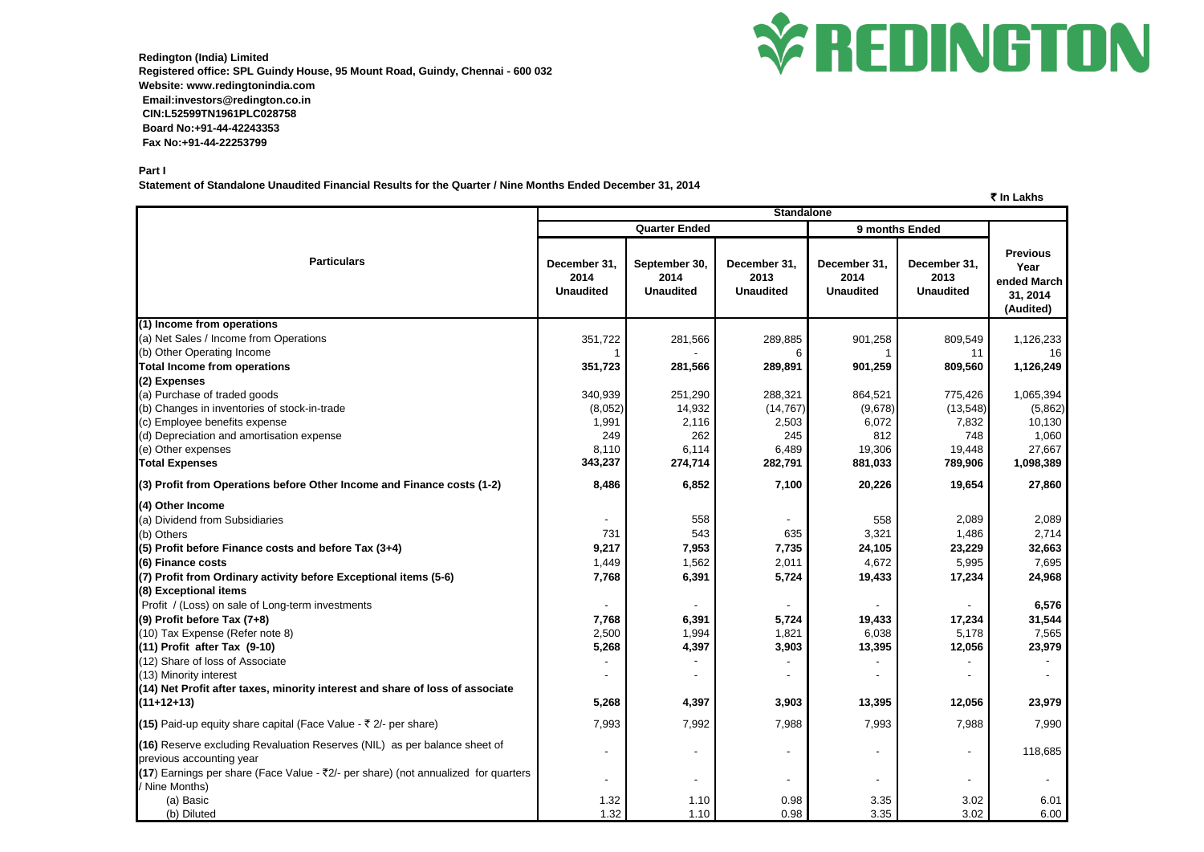**Redington (India) Limited**
**Registered office: SPL Guindy House, 95 Mount Road, Guindy, Chennai - 600 032**
**Website: www.redingtonindia.com**
**Email:investors@redington.co.in**
**CIN:L52599TN1961PLC028758**
**Board No:+91-44-42243353**
**Fax No:+91-44-22253799**

REDINGTON

**Part I**

**Statement of Standalone Unaudited Financial Results for the Quarter / Nine Months Ended December 31, 2014**

₹ In Lakhs

| Particulars | Standalone | | | | | |
|---|---|---|---|---|---|---|
| | Quarter Ended | | | 9 months Ended | | |
| | December 31, 2014 Unaudited | September 30, 2014 Unaudited | December 31, 2013 Unaudited | December 31, 2014 Unaudited | December 31, 2013 Unaudited | Previous Year ended March 31, 2014 (Audited) |
| **(1) Income from operations** | | | | | | |
| (a) Net Sales / Income from Operations | 351,722 | 281,566 | 289,885 | 901,258 | 809,549 | 1,126,233 |
| (b) Other Operating Income | 1 | - | 6 | 1 | 11 | 16 |
| **Total Income from operations** | **351,723** | **281,566** | **289,891** | **901,259** | **809,560** | **1,126,249** |
| **(2) Expenses** | | | | | | |
| (a) Purchase of traded goods | 340,939 | 251,290 | 288,321 | 864,521 | 775,426 | 1,065,394 |
| (b) Changes in inventories of stock-in-trade | (8,052) | 14,932 | (14,767) | (9,678) | (13,548) | (5,862) |
| (c) Employee benefits expense | 1,991 | 2,116 | 2,503 | 6,072 | 7,832 | 10,130 |
| (d) Depreciation and amortisation expense | 249 | 262 | 245 | 812 | 748 | 1,060 |
| (e) Other expenses | 8,110 | 6,114 | 6,489 | 19,306 | 19,448 | 27,667 |
| **Total Expenses** | **343,237** | **274,714** | **282,791** | **881,033** | **789,906** | **1,098,389** |
| **(3) Profit from Operations before Other Income and Finance costs (1-2)** | **8,486** | **6,852** | **7,100** | **20,226** | **19,654** | **27,860** |
| **(4) Other Income** | | | | | | |
| (a) Dividend from Subsidiaries | - | 558 | - | 558 | 2,089 | 2,089 |
| (b) Others | 731 | 543 | 635 | 3,321 | 1,486 | 2,714 |
| **(5) Profit before Finance costs and before Tax (3+4)** | **9,217** | **7,953** | **7,735** | **24,105** | **23,229** | **32,663** |
| **(6) Finance costs** | **1,449** | **1,562** | **2,011** | **4,672** | **5,995** | **7,695** |
| **(7) Profit from Ordinary activity before Exceptional items (5-6)** | **7,768** | **6,391** | **5,724** | **19,433** | **17,234** | **24,968** |
| **(8) Exceptional items** | | | | | | |
| Profit / (Loss) on sale of Long-term investments | - | - | - | - | - | **6,576** |
| **(9) Profit before Tax (7+8)** | **7,768** | **6,391** | **5,724** | **19,433** | **17,234** | **31,544** |
| (10) Tax Expense (Refer note 8) | 2,500 | 1,994 | 1,821 | 6,038 | 5,178 | 7,565 |
| **(11) Profit after Tax (9-10)** | **5,268** | **4,397** | **3,903** | **13,395** | **12,056** | **23,979** |
| (12) Share of loss of Associate | - | - | - | - | - | - |
| (13) Minority interest | - | - | - | - | - | - |
| **(14) Net Profit after taxes, minority interest and share of loss of associate (11+12+13)** | **5,268** | **4,397** | **3,903** | **13,395** | **12,056** | **23,979** |
| **(15)** Paid-up equity share capital (Face Value - ₹ 2/- per share) | 7,993 | 7,992 | 7,988 | 7,993 | 7,988 | 7,990 |
| **(16)** Reserve excluding Revaluation Reserves (NIL) as per balance sheet of previous accounting year | - | - | - | - | - | 118,685 |
| **(17)** Earnings per share (Face Value - ₹2/- per share) (not annualized for quarters / Nine Months) | - | - | - | - | - | - |
| (a) Basic | 1.32 | 1.10 | 0.98 | 3.35 | 3.02 | 6.01 |
| (b) Diluted | 1.32 | 1.10 | 0.98 | 3.35 | 3.02 | 6.00 |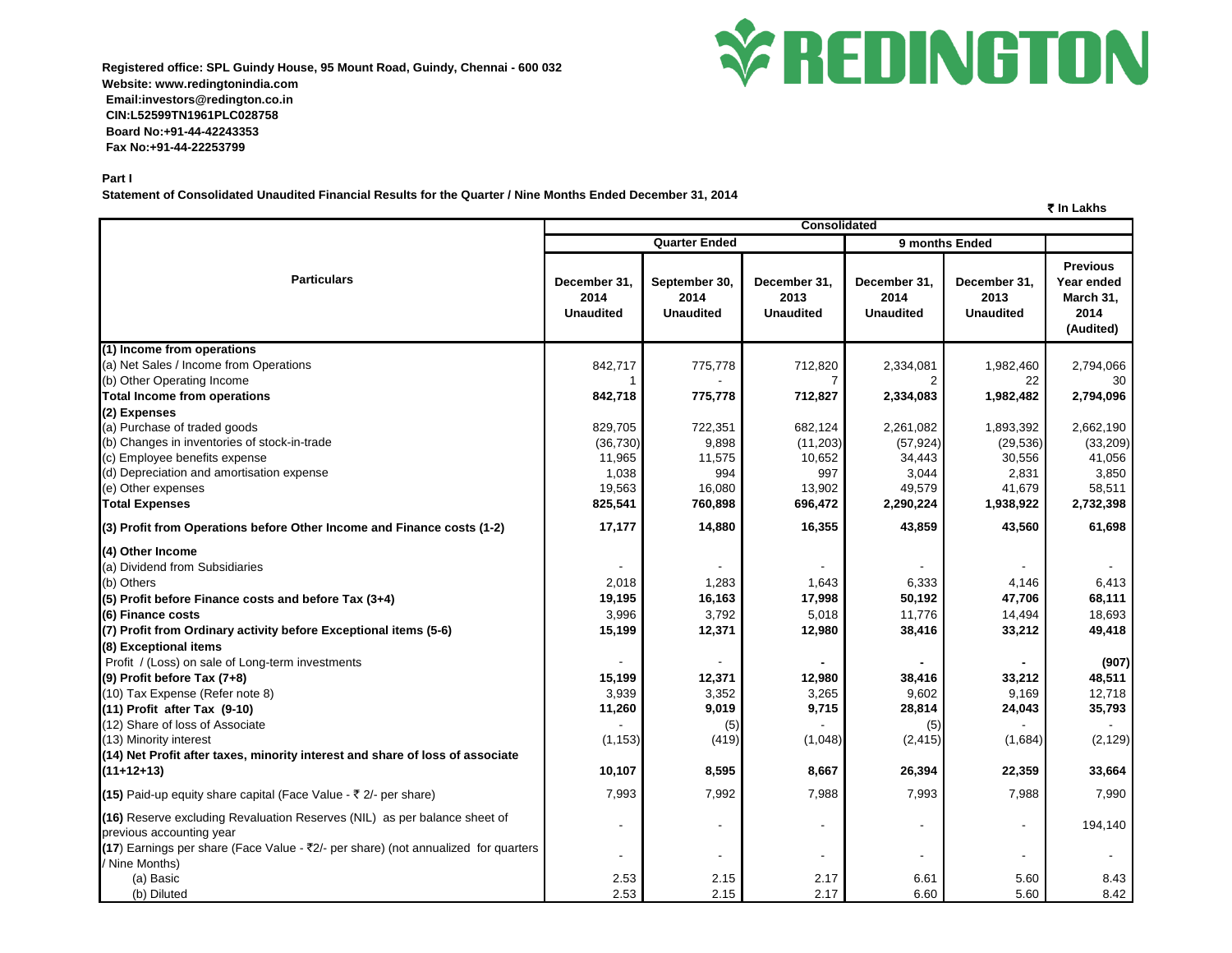Registered office: SPL Guindy House, 95 Mount Road, Guindy, Chennai - 600 032
Website: www.redingtonindia.com
Email:investors@redington.co.in
CIN:L52599TN1961PLC028758
Board No:+91-44-42243353
Fax No:+91-44-22253799

REDINGTON

**Part I**

**Statement of Consolidated Unaudited Financial Results for the Quarter / Nine Months Ended December 31, 2014**

₹ In Lakhs

| Particulars | Consolidated | | | | | |
|---|---|---|---|---|---|---|
| | Quarter Ended | | | 9 months Ended | | |
| | December 31, 2014 Unaudited | September 30, 2014 Unaudited | December 31, 2013 Unaudited | December 31, 2014 Unaudited | December 31, 2013 Unaudited | Previous Year ended March 31, 2014 (Audited) |
| **(1) Income from operations** | | | | | | |
| (a) Net Sales / Income from Operations | 842,717 | 775,778 | 712,820 | 2,334,081 | 1,982,460 | 2,794,066 |
| (b) Other Operating Income | 1 | - | 7 | 2 | 22 | 30 |
| **Total Income from operations** | **842,718** | **775,778** | **712,827** | **2,334,083** | **1,982,482** | **2,794,096** |
| **(2) Expenses** | | | | | | |
| (a) Purchase of traded goods | 829,705 | 722,351 | 682,124 | 2,261,082 | 1,893,392 | 2,662,190 |
| (b) Changes in inventories of stock-in-trade | (36,730) | 9,898 | (11,203) | (57,924) | (29,536) | (33,209) |
| (c) Employee benefits expense | 11,965 | 11,575 | 10,652 | 34,443 | 30,556 | 41,056 |
| (d) Depreciation and amortisation expense | 1,038 | 994 | 997 | 3,044 | 2,831 | 3,850 |
| (e) Other expenses | 19,563 | 16,080 | 13,902 | 49,579 | 41,679 | 58,511 |
| **Total Expenses** | **825,541** | **760,898** | **696,472** | **2,290,224** | **1,938,922** | **2,732,398** |
| **(3) Profit from Operations before Other Income and Finance costs (1-2)** | **17,177** | **14,880** | **16,355** | **43,859** | **43,560** | **61,698** |
| **(4) Other Income** | | | | | | |
| (a) Dividend from Subsidiaries | - | - | - | - | - | - |
| (b) Others | 2,018 | 1,283 | 1,643 | 6,333 | 4,146 | 6,413 |
| **(5) Profit before Finance costs and before Tax (3+4)** | **19,195** | **16,163** | **17,998** | **50,192** | **47,706** | **68,111** |
| **(6) Finance costs** | 3,996 | 3,792 | 5,018 | 11,776 | 14,494 | 18,693 |
| **(7) Profit from Ordinary activity before Exceptional items (5-6)** | **15,199** | **12,371** | **12,980** | **38,416** | **33,212** | **49,418** |
| **(8) Exceptional items** | | | | | | |
| Profit / (Loss) on sale of Long-term investments | - | - | **-** | **-** | **-** | **(907)** |
| **(9) Profit before Tax (7+8)** | **15,199** | **12,371** | **12,980** | **38,416** | **33,212** | **48,511** |
| (10) Tax Expense (Refer note 8) | 3,939 | 3,352 | 3,265 | 9,602 | 9,169 | 12,718 |
| **(11) Profit after Tax (9-10)** | **11,260** | **9,019** | **9,715** | **28,814** | **24,043** | **35,793** |
| (12) Share of loss of Associate | - | (5) | - | (5) | - | - |
| (13) Minority interest | (1,153) | (419) | (1,048) | (2,415) | (1,684) | (2,129) |
| **(14) Net Profit after taxes, minority interest and share of loss of associate (11+12+13)** | **10,107** | **8,595** | **8,667** | **26,394** | **22,359** | **33,664** |
| **(15)** Paid-up equity share capital (Face Value - ₹ 2/- per share) | 7,993 | 7,992 | 7,988 | 7,993 | 7,988 | 7,990 |
| **(16)** Reserve excluding Revaluation Reserves (NIL) as per balance sheet of previous accounting year | - | - | - | - | - | 194,140 |
| **(17)** Earnings per share (Face Value - ₹2/- per share) (not annualized for quarters / Nine Months) | - | - | - | - | - | - |
| (a) Basic | 2.53 | 2.15 | 2.17 | 6.61 | 5.60 | 8.43 |
| (b) Diluted | 2.53 | 2.15 | 2.17 | 6.60 | 5.60 | 8.42 |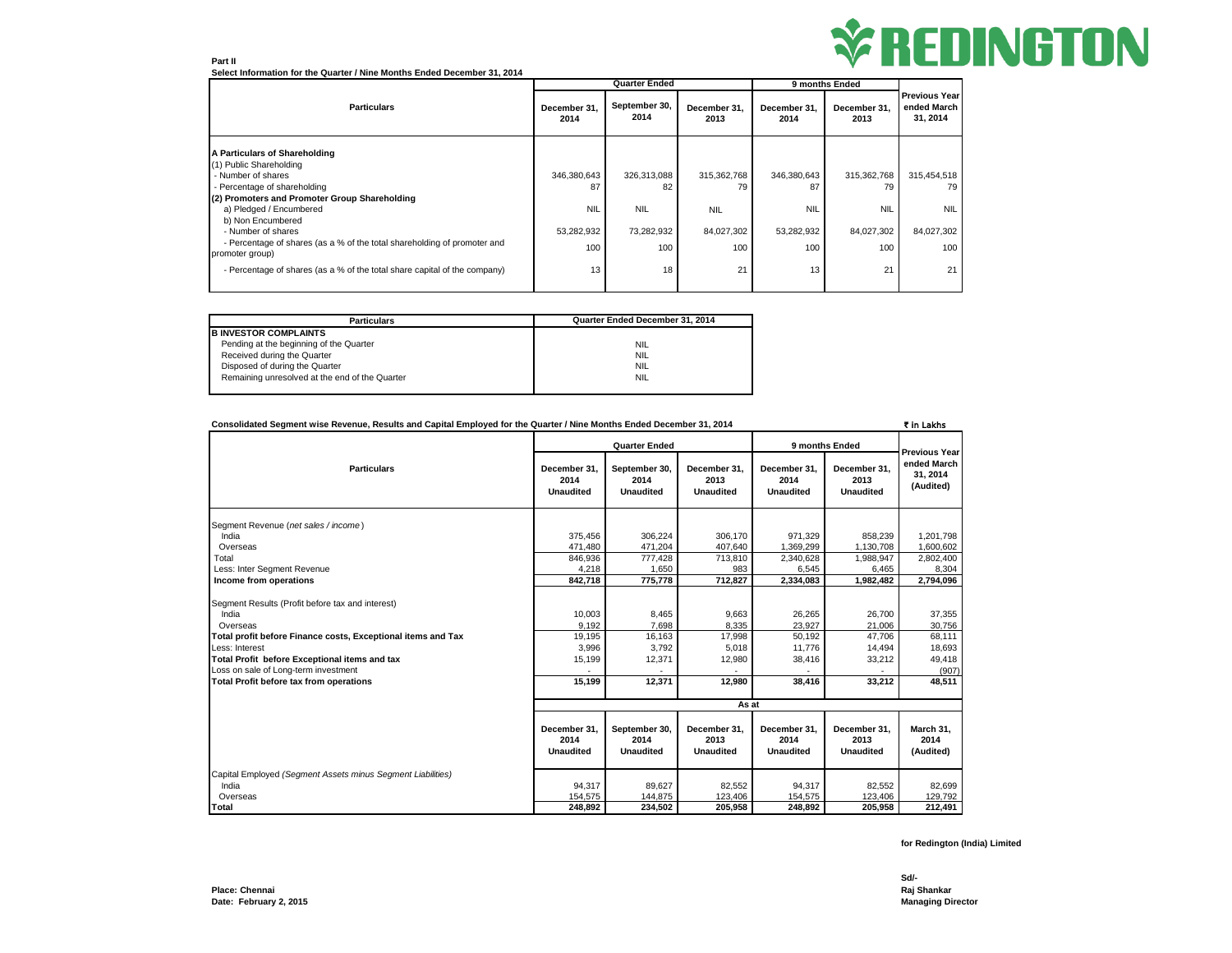REDINGTON

**Part II**

**Select Information for the Quarter / Nine Months Ended December 31, 2014**

| Particulars | Quarter Ended | | | 9 months Ended | | Previous Year ended March 31, 2014 |
|---|---|---|---|---|---|---|
| | December 31, 2014 | September 30, 2014 | December 31, 2013 | December 31, 2014 | December 31, 2013 | |
| **A Particulars of Shareholding** | | | | | | |
| (1) Public Shareholding | | | | | | |
| - Number of shares | 346,380,643 | 326,313,088 | 315,362,768 | 346,380,643 | 315,362,768 | 315,454,518 |
| - Percentage of shareholding | 87 | 82 | 79 | 87 | 79 | 79 |
| **(2) Promoters and Promoter Group Shareholding** | | | | | | |
| a) Pledged / Encumbered | NIL | NIL | NIL | NIL | NIL | NIL |
| b) Non Encumbered | | | | | | |
| - Number of shares | 53,282,932 | 73,282,932 | 84,027,302 | 53,282,932 | 84,027,302 | 84,027,302 |
| - Percentage of shares (as a % of the total shareholding of promoter and promoter group) | 100 | 100 | 100 | 100 | 100 | 100 |
| - Percentage of shares (as a % of the total share capital of the company) | 13 | 18 | 21 | 13 | 21 | 21 |

| Particulars | Quarter Ended December 31, 2014 |
|---|---|
| **B INVESTOR COMPLAINTS** | |
| Pending at the beginning of the Quarter | NIL |
| Received during the Quarter | NIL |
| Disposed of during the Quarter | NIL |
| Remaining unresolved at the end of the Quarter | NIL |

**Consolidated Segment wise Revenue, Results and Capital Employed for the Quarter / Nine Months Ended December 31, 2014**

₹ in Lakhs

| Particulars | Quarter Ended | | | 9 months Ended | | Previous Year ended March 31, 2014 (Audited) |
|---|---|---|---|---|---|---|
| | December 31, 2014 Unaudited | September 30, 2014 Unaudited | December 31, 2013 Unaudited | December 31, 2014 Unaudited | December 31, 2013 Unaudited | |
| Segment Revenue (*net sales / income*) | | | | | | |
| India | 375,456 | 306,224 | 306,170 | 971,329 | 858,239 | 1,201,798 |
| Overseas | 471,480 | 471,204 | 407,640 | 1,369,299 | 1,130,708 | 1,600,602 |
| Total | 846,936 | 777,428 | 713,810 | 2,340,628 | 1,988,947 | 2,802,400 |
| Less: Inter Segment Revenue | 4,218 | 1,650 | 983 | 6,545 | 6,465 | 8,304 |
| **Income from operations** | **842,718** | **775,778** | **712,827** | **2,334,083** | **1,982,482** | **2,794,096** |
| Segment Results (Profit before tax and interest) | | | | | | |
| India | 10,003 | 8,465 | 9,663 | 26,265 | 26,700 | 37,355 |
| Overseas | 9,192 | 7,698 | 8,335 | 23,927 | 21,006 | 30,756 |
| **Total profit before Finance costs, Exceptional items and Tax** | 19,195 | 16,163 | 17,998 | 50,192 | 47,706 | 68,111 |
| Less: Interest | 3,996 | 3,792 | 5,018 | 11,776 | 14,494 | 18,693 |
| **Total Profit before Exceptional items and tax** | 15,199 | 12,371 | 12,980 | 38,416 | 33,212 | 49,418 |
| Loss on sale of Long-term investment | - | - | - | - | - | (907) |
| **Total Profit before tax from operations** | **15,199** | **12,371** | **12,980** | **38,416** | **33,212** | **48,511** |
| | As at | | | | | |
| | December 31, 2014 Unaudited | September 30, 2014 Unaudited | December 31, 2013 Unaudited | December 31, 2014 Unaudited | December 31, 2013 Unaudited | March 31, 2014 (Audited) |
| Capital Employed (*Segment Assets minus Segment Liabilities*) | | | | | | |
| India | 94,317 | 89,627 | 82,552 | 94,317 | 82,552 | 82,699 |
| Overseas | 154,575 | 144,875 | 123,406 | 154,575 | 123,406 | 129,792 |
| **Total** | **248,892** | **234,502** | **205,958** | **248,892** | **205,958** | **212,491** |

**for Redington (India) Limited**

**Sd/-**
**Raj Shankar**
**Managing Director**

**Place: Chennai**
**Date: February 2, 2015**